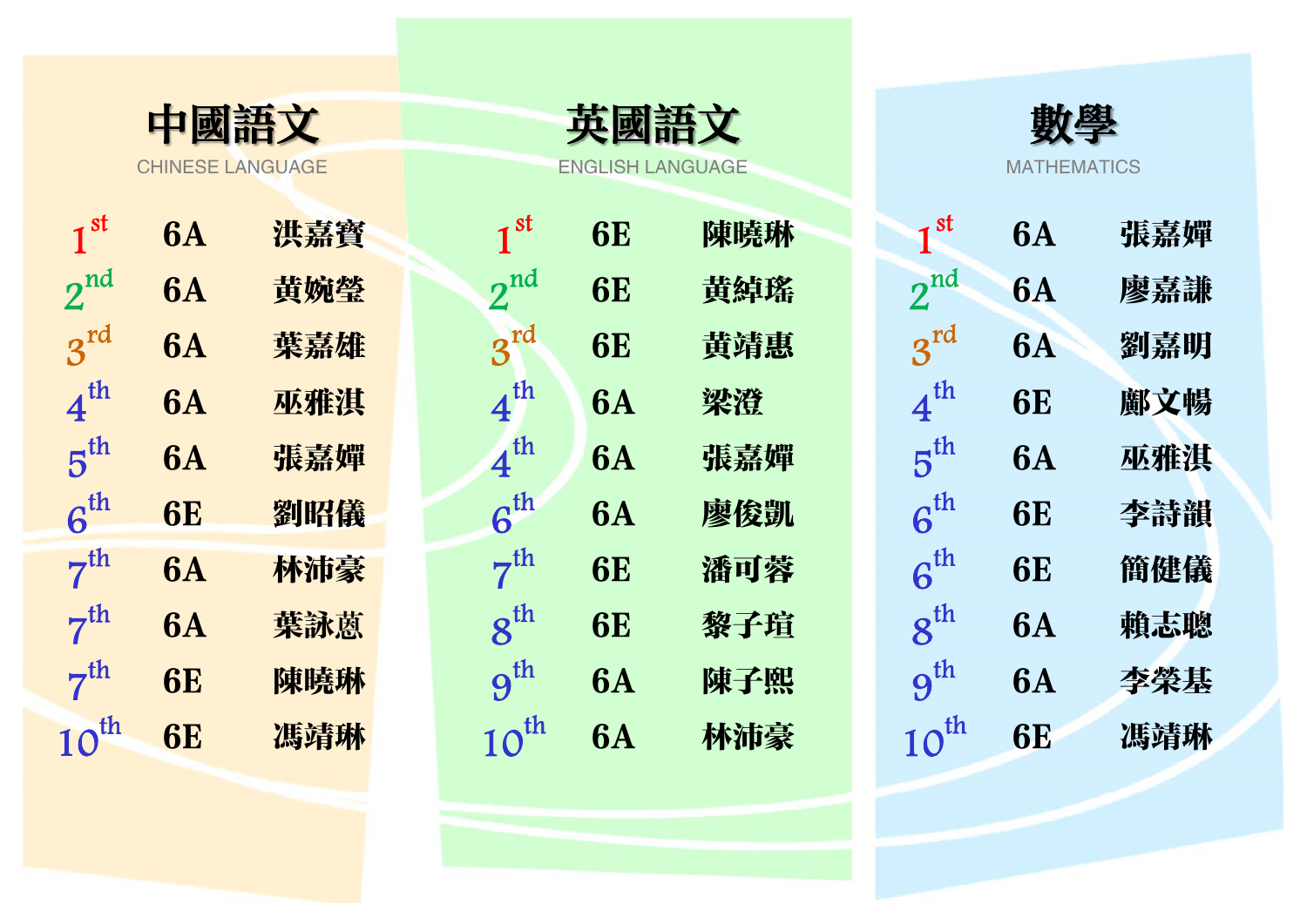## 中國語文

CHINESE LANGUAGE

| Rank | Class | Name |
| --- | --- | --- |
| 1st | 6A | 洪嘉寶 |
| 2nd | 6A | 黃婉瑩 |
| 3rd | 6A | 葉嘉雄 |
| 4th | 6A | 巫雅淇 |
| 5th | 6A | 張嘉嬋 |
| 6th | 6E | 劉昭儀 |
| 7th | 6A | 林沛豪 |
| 7th | 6A | 葉詠蒽 |
| 7th | 6E | 陳曉琳 |
| 10th | 6E | 馮靖琳 |

## 英國語文

ENGLISH LANGUAGE

| Rank | Class | Name |
| --- | --- | --- |
| 1st | 6E | 陳曉琳 |
| 2nd | 6E | 黃綽瑤 |
| 3rd | 6E | 黃靖惠 |
| 4th | 6A | 梁澄 |
| 4th | 6A | 張嘉嬋 |
| 6th | 6A | 廖俊凱 |
| 7th | 6E | 潘可蓉 |
| 8th | 6E | 黎子瑄 |
| 9th | 6A | 陳子熙 |
| 10th | 6A | 林沛豪 |

## 數學

MATHEMATICS

| Rank | Class | Name |
| --- | --- | --- |
| 1st | 6A | 張嘉嬋 |
| 2nd | 6A | 廖嘉謙 |
| 3rd | 6A | 劉嘉明 |
| 4th | 6E | 鄺文暢 |
| 5th | 6A | 巫雅淇 |
| 6th | 6E | 李詩韻 |
| 6th | 6E | 簡健儀 |
| 8th | 6A | 賴志聰 |
| 9th | 6A | 李榮基 |
| 10th | 6E | 馮靖琳 |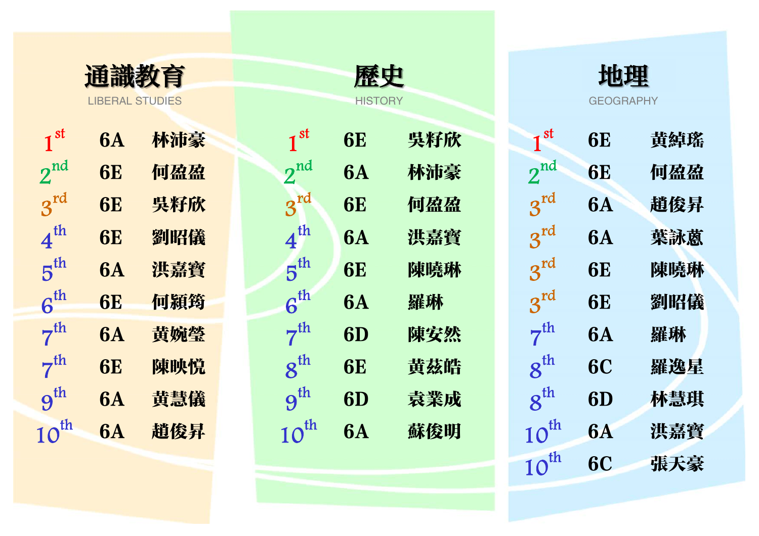## 通識教育

LIBERAL STUDIES

| 名次 | 班別 | 姓名 |
|---|---|---|
| 1st | 6A | 林沛豪 |
| 2nd | 6E | 何盈盈 |
| 3rd | 6E | 吳籽欣 |
| 4th | 6E | 劉昭儀 |
| 5th | 6A | 洪嘉寶 |
| 6th | 6E | 何穎筠 |
| 7th | 6A | 黃婉瑩 |
| 7th | 6E | 陳映悅 |
| 9th | 6A | 黃慧儀 |
| 10th | 6A | 趙俊昇 |

## 歷史

HISTORY

| 名次 | 班別 | 姓名 |
|---|---|---|
| 1st | 6E | 吳籽欣 |
| 2nd | 6A | 林沛豪 |
| 3rd | 6E | 何盈盈 |
| 4th | 6A | 洪嘉寶 |
| 5th | 6E | 陳曉琳 |
| 6th | 6A | 羅琳 |
| 7th | 6D | 陳安然 |
| 8th | 6E | 黃茲皓 |
| 9th | 6D | 袁業成 |
| 10th | 6A | 蘇俊明 |

## 地理

GEOGRAPHY

| 名次 | 班別 | 姓名 |
|---|---|---|
| 1st | 6E | 黃綽瑤 |
| 2nd | 6E | 何盈盈 |
| 3rd | 6A | 趙俊昇 |
| 3rd | 6A | 葉詠蔥 |
| 3rd | 6E | 陳曉琳 |
| 3rd | 6E | 劉昭儀 |
| 7th | 6A | 羅琳 |
| 8th | 6C | 羅逸星 |
| 8th | 6D | 林慧琪 |
| 10th | 6A | 洪嘉寶 |
| 10th | 6C | 張天豪 |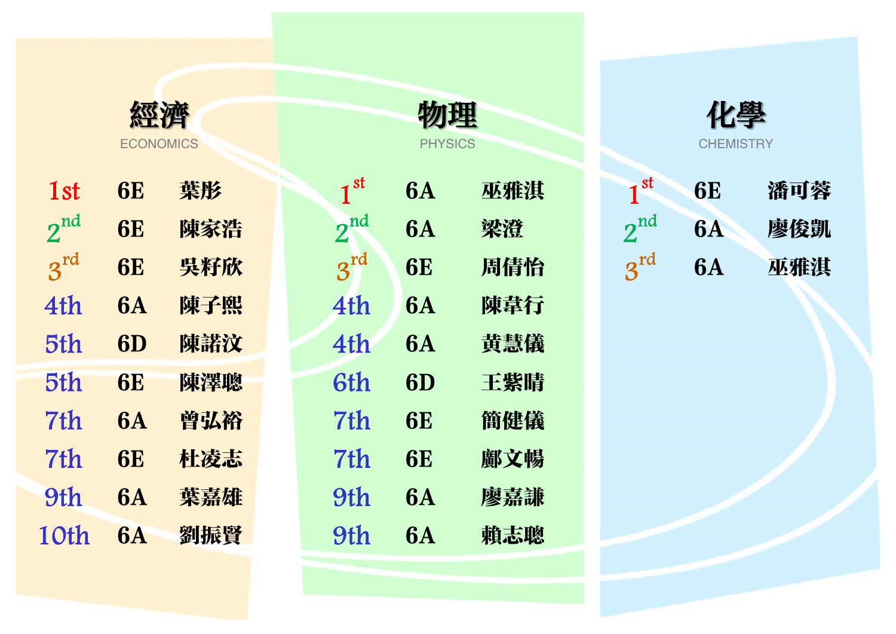## 經濟

ECONOMICS

| | | |
|---|---|---|
| 1st | 6E | 葉彤 |
| 2nd | 6E | 陳家浩 |
| 3rd | 6E | 吳籽欣 |
| 4th | 6A | 陳子熙 |
| 5th | 6D | 陳諾汶 |
| 5th | 6E | 陳澤聰 |
| 7th | 6A | 曾弘裕 |
| 7th | 6E | 杜凌志 |
| 9th | 6A | 葉嘉雄 |
| 10th | 6A | 劉振賢 |

## 物理

PHYSICS

| | | |
|---|---|---|
| 1st | 6A | 巫雅淇 |
| 2nd | 6A | 梁澄 |
| 3rd | 6E | 周倩怡 |
| 4th | 6A | 陳韋行 |
| 4th | 6A | 黃慧儀 |
| 6th | 6D | 王紫晴 |
| 7th | 6E | 簡健儀 |
| 7th | 6E | 鄺文暢 |
| 9th | 6A | 廖嘉謙 |
| 9th | 6A | 賴志聰 |

## 化學

CHEMISTRY

| | | |
|---|---|---|
| 1st | 6E | 潘可蓉 |
| 2nd | 6A | 廖俊凱 |
| 3rd | 6A | 巫雅淇 |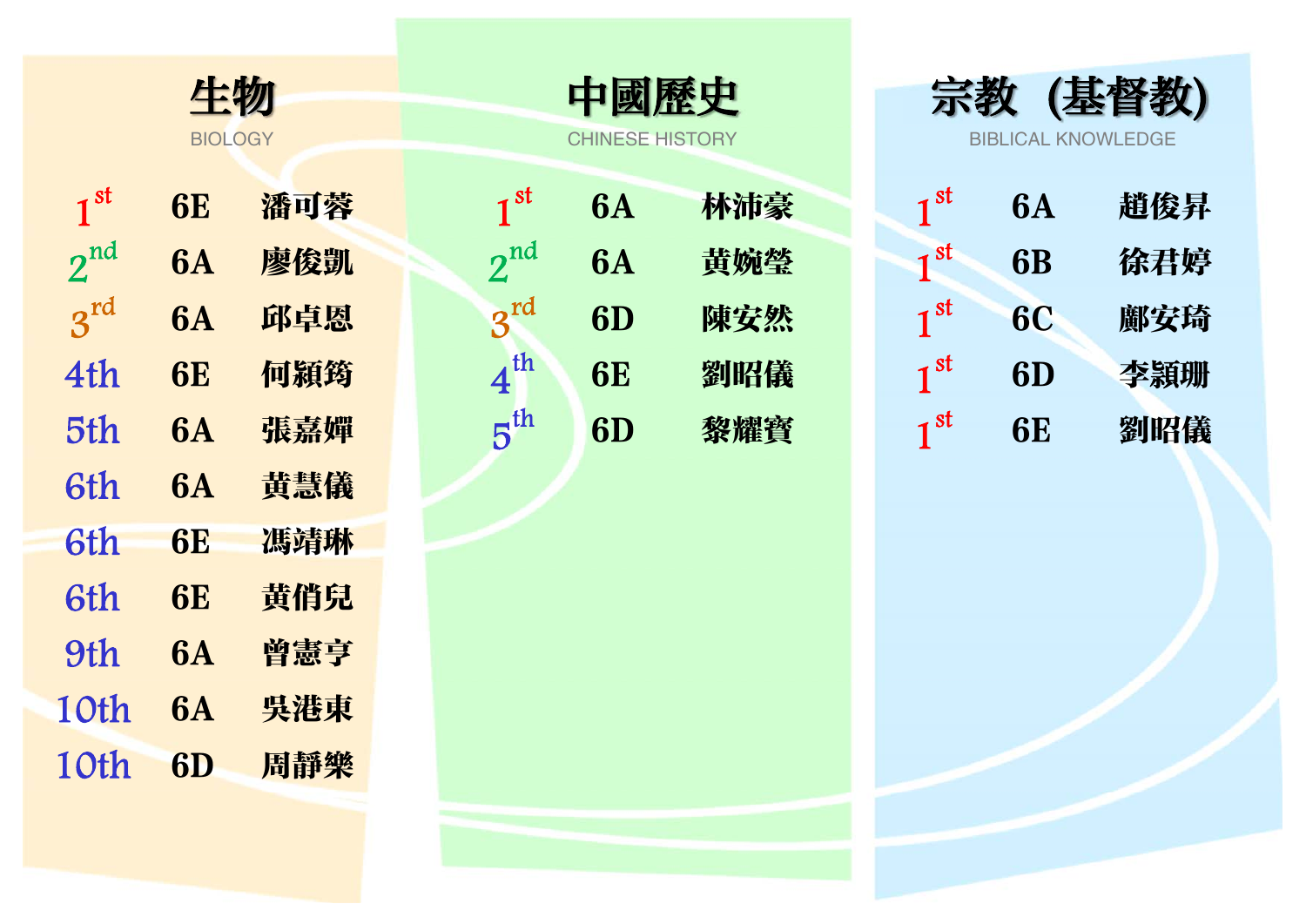## 生物

BIOLOGY

| 名次 | 班別 | 姓名 |
| --- | --- | --- |
| 1st | 6E | 潘可蓉 |
| 2nd | 6A | 廖俊凱 |
| 3rd | 6A | 邱卓恩 |
| 4th | 6E | 何穎筠 |
| 5th | 6A | 張嘉嬋 |
| 6th | 6A | 黃慧儀 |
| 6th | 6E | 馮靖琳 |
| 6th | 6E | 黃俏兒 |
| 9th | 6A | 曾憲亨 |
| 10th | 6A | 吳港東 |
| 10th | 6D | 周靜樂 |

## 中國歷史

CHINESE HISTORY

| 名次 | 班別 | 姓名 |
| --- | --- | --- |
| 1st | 6A | 林沛豪 |
| 2nd | 6A | 黃婉瑩 |
| 3rd | 6D | 陳安然 |
| 4th | 6E | 劉昭儀 |
| 5th | 6D | 黎耀寶 |

## 宗教 (基督教)

BIBLICAL KNOWLEDGE

| 名次 | 班別 | 姓名 |
| --- | --- | --- |
| 1st | 6A | 趙俊昇 |
| 1st | 6B | 徐君婷 |
| 1st | 6C | 鄺安琦 |
| 1st | 6D | 李穎珊 |
| 1st | 6E | 劉昭儀 |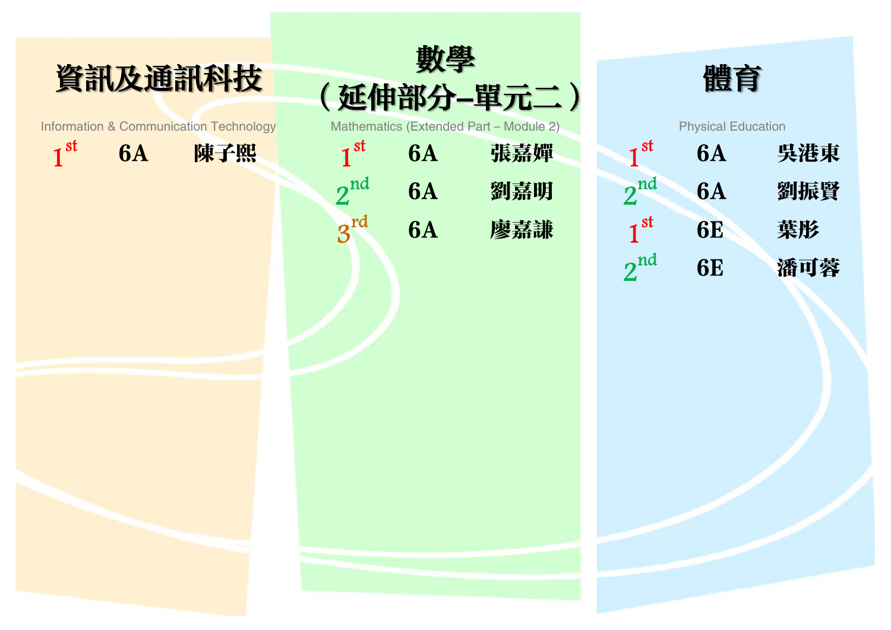## 資訊及通訊科技

Information & Communication Technology

| | | |
|---|---|---|
| 1st | 6A | 陳子熙 |

## 數學（延伸部分–單元二）

Mathematics (Extended Part – Module 2)

| | | |
|---|---|---|
| 1st | 6A | 張嘉嬋 |
| 2nd | 6A | 劉嘉明 |
| 3rd | 6A | 廖嘉謙 |

## 體育

Physical Education

| | | |
|---|---|---|
| 1st | 6A | 吳港東 |
| 2nd | 6A | 劉振賢 |
| 1st | 6E | 葉彤 |
| 2nd | 6E | 潘可蓉 |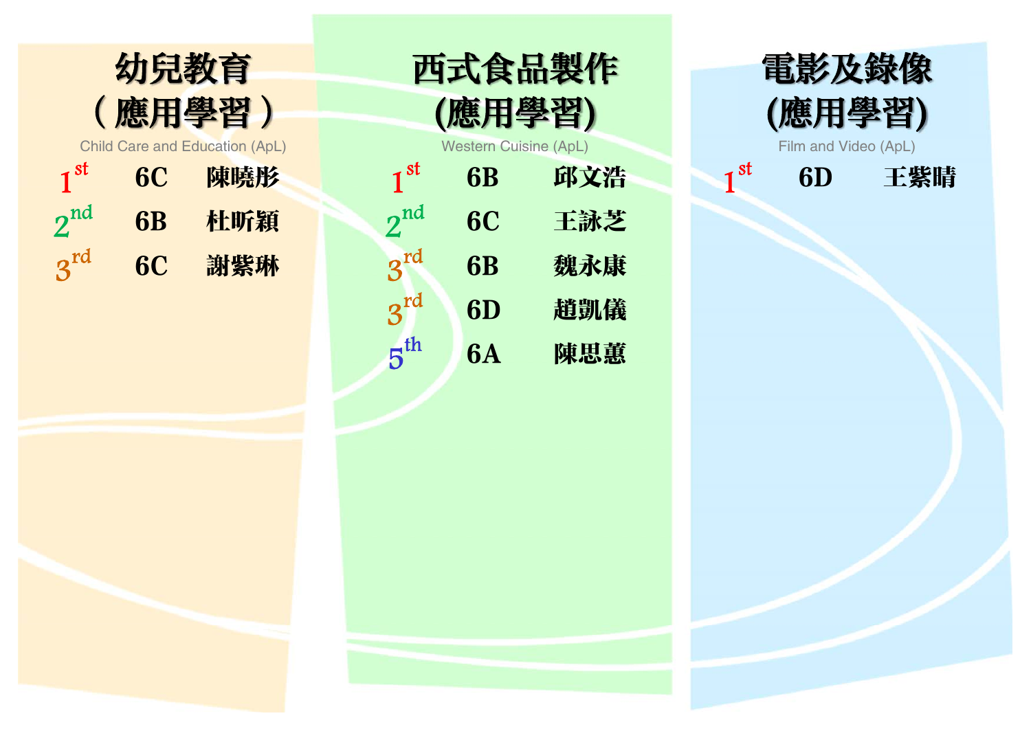## 幼兒教育（應用學習）

Child Care and Education (ApL)

| 名次 | 班別 | 姓名 |
|---|---|---|
| 1st | 6C | 陳曉彤 |
| 2nd | 6B | 杜昕穎 |
| 3rd | 6C | 謝紫琳 |

## 西式食品製作(應用學習)

Western Cuisine (ApL)

| 名次 | 班別 | 姓名 |
|---|---|---|
| 1st | 6B | 邱文浩 |
| 2nd | 6C | 王詠芝 |
| 3rd | 6B | 魏永康 |
| 3rd | 6D | 趙凱儀 |
| 5th | 6A | 陳思蕙 |

## 電影及錄像(應用學習)

Film and Video (ApL)

| 名次 | 班別 | 姓名 |
|---|---|---|
| 1st | 6D | 王紫晴 |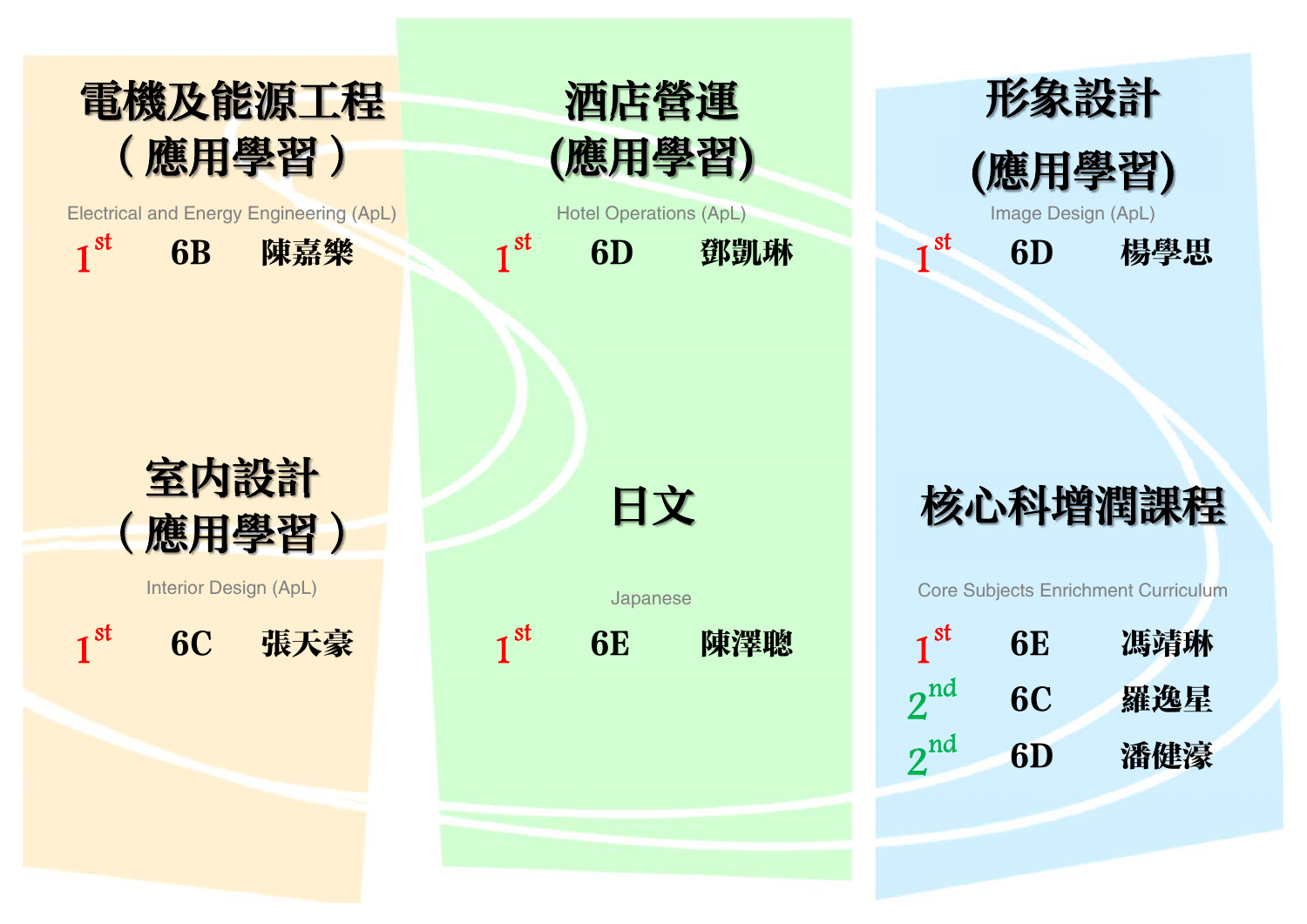## 電機及能源工程（應用學習）

Electrical and Energy Engineering (ApL)

| | | |
|---|---|---|
| 1st | 6B | 陳嘉樂 |

## 酒店營運(應用學習)

Hotel Operations (ApL)

| | | |
|---|---|---|
| 1st | 6D | 鄧凱琳 |

## 形象設計(應用學習)

Image Design (ApL)

| | | |
|---|---|---|
| 1st | 6D | 楊學思 |

## 室內設計（應用學習）

Interior Design (ApL)

| | | |
|---|---|---|
| 1st | 6C | 張天豪 |

## 日文

Japanese

| | | |
|---|---|---|
| 1st | 6E | 陳澤聰 |

## 核心科增潤課程

Core Subjects Enrichment Curriculum

| | | |
|---|---|---|
| 1st | 6E | 馮靖琳 |
| 2nd | 6C | 羅逸星 |
| 2nd | 6D | 潘健濠 |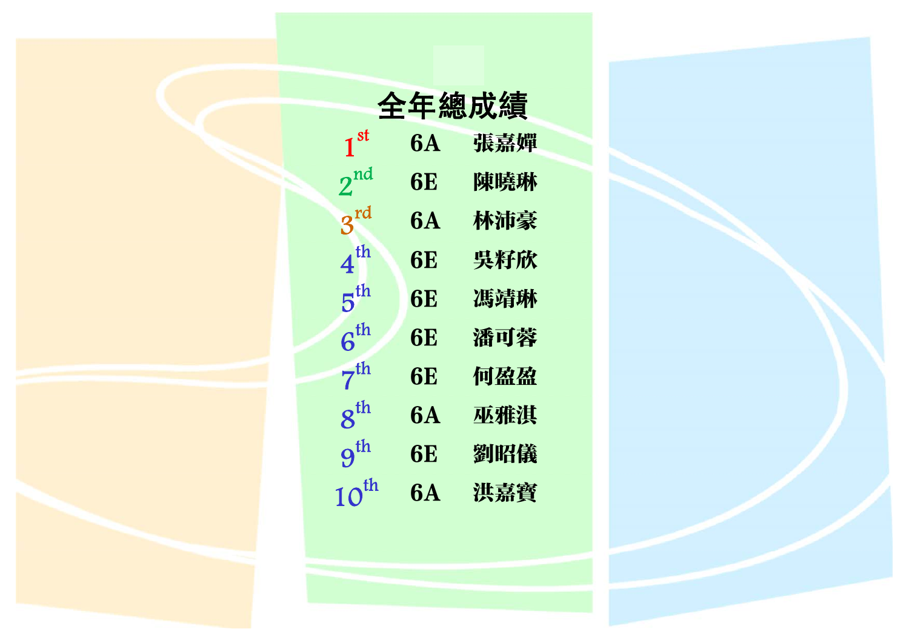# 全年總成績

| | | |
|---|---|---|
| 1st | 6A | 張嘉嬋 |
| 2nd | 6E | 陳曉琳 |
| 3rd | 6A | 林沛豪 |
| 4th | 6E | 吳籽欣 |
| 5th | 6E | 馮靖琳 |
| 6th | 6E | 潘可蓉 |
| 7th | 6E | 何盈盈 |
| 8th | 6A | 巫雅淇 |
| 9th | 6E | 劉昭儀 |
| 10th | 6A | 洪嘉寶 |